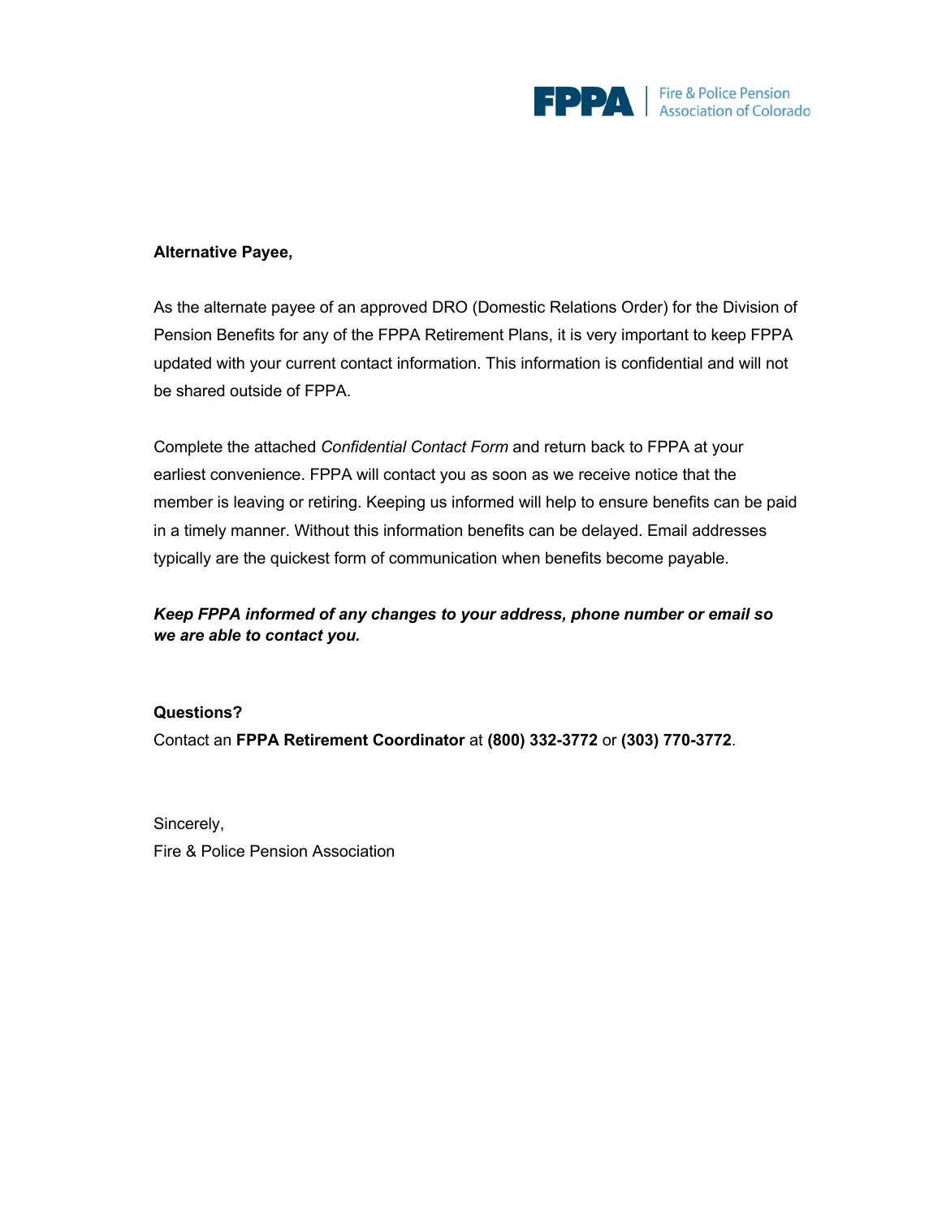FPPA | Fire & Police Pension Association of Colorado

**Alternative Payee,**

As the alternate payee of an approved DRO (Domestic Relations Order) for the Division of Pension Benefits for any of the FPPA Retirement Plans, it is very important to keep FPPA updated with your current contact information. This information is confidential and will not be shared outside of FPPA.

Complete the attached *Confidential Contact Form* and return back to FPPA at your earliest convenience. FPPA will contact you as soon as we receive notice that the member is leaving or retiring. Keeping us informed will help to ensure benefits can be paid in a timely manner. Without this information benefits can be delayed. Email addresses typically are the quickest form of communication when benefits become payable.

***Keep FPPA informed of any changes to your address, phone number or email so we are able to contact you.***

**Questions?**
Contact an **FPPA Retirement Coordinator** at **(800) 332-3772** or **(303) 770-3772**.

Sincerely,
Fire & Police Pension Association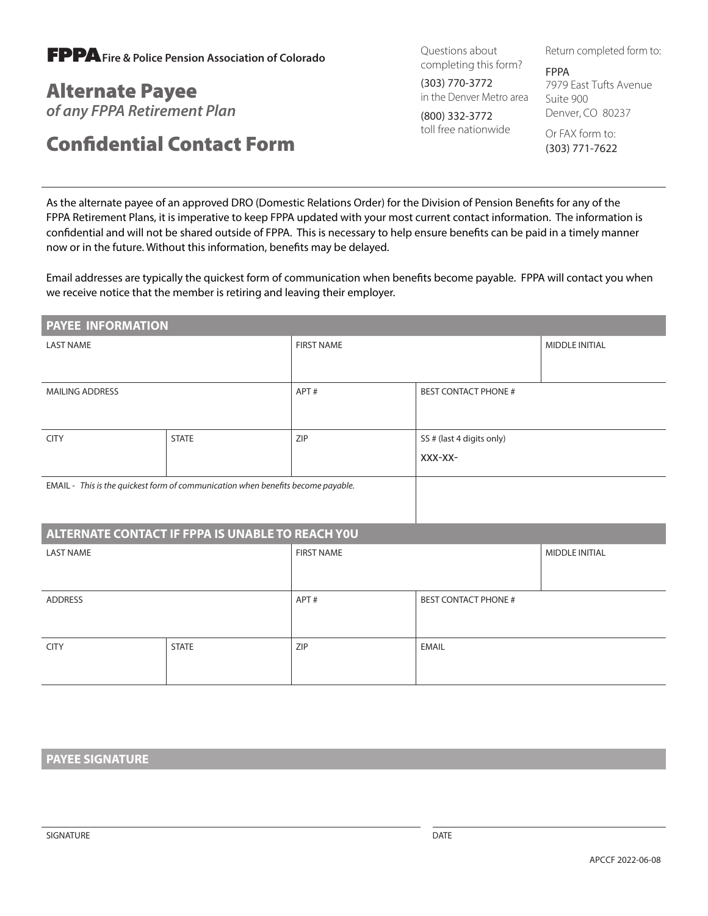**FPPA** Fire & Police Pension Association of Colorado

# Alternate Payee

*of any FPPA Retirement Plan*

# Confidential Contact Form

Questions about completing this form?

(303) 770-3772
in the Denver Metro area

(800) 332-3772
toll free nationwide

Return completed form to:

FPPA
7979 East Tufts Avenue
Suite 900
Denver, CO 80237

Or FAX form to:
(303) 771-7622

As the alternate payee of an approved DRO (Domestic Relations Order) for the Division of Pension Benefits for any of the FPPA Retirement Plans, it is imperative to keep FPPA updated with your most current contact information. The information is confidential and will not be shared outside of FPPA. This is necessary to help ensure benefits can be paid in a timely manner now or in the future. Without this information, benefits may be delayed.

Email addresses are typically the quickest form of communication when benefits become payable. FPPA will contact you when we receive notice that the member is retiring and leaving their employer.

## PAYEE INFORMATION

| | | | | |
|---|---|---|---|---|
| LAST NAME | | FIRST NAME | | MIDDLE INITIAL |
| MAILING ADDRESS | | APT # | BEST CONTACT PHONE # | |
| CITY | STATE | ZIP | SS # (last 4 digits only) XXX-XX- | |
| EMAIL - *This is the quickest form of communication when benefits become payable.* | | | | |

## ALTERNATE CONTACT IF FPPA IS UNABLE TO REACH Y0U

| | | | | |
|---|---|---|---|---|
| LAST NAME | | FIRST NAME | | MIDDLE INITIAL |
| ADDRESS | | APT # | BEST CONTACT PHONE # | |
| CITY | STATE | ZIP | EMAIL | |

## PAYEE SIGNATURE

SIGNATURE ____________________ DATE ____________________

APCCF 2022-06-08